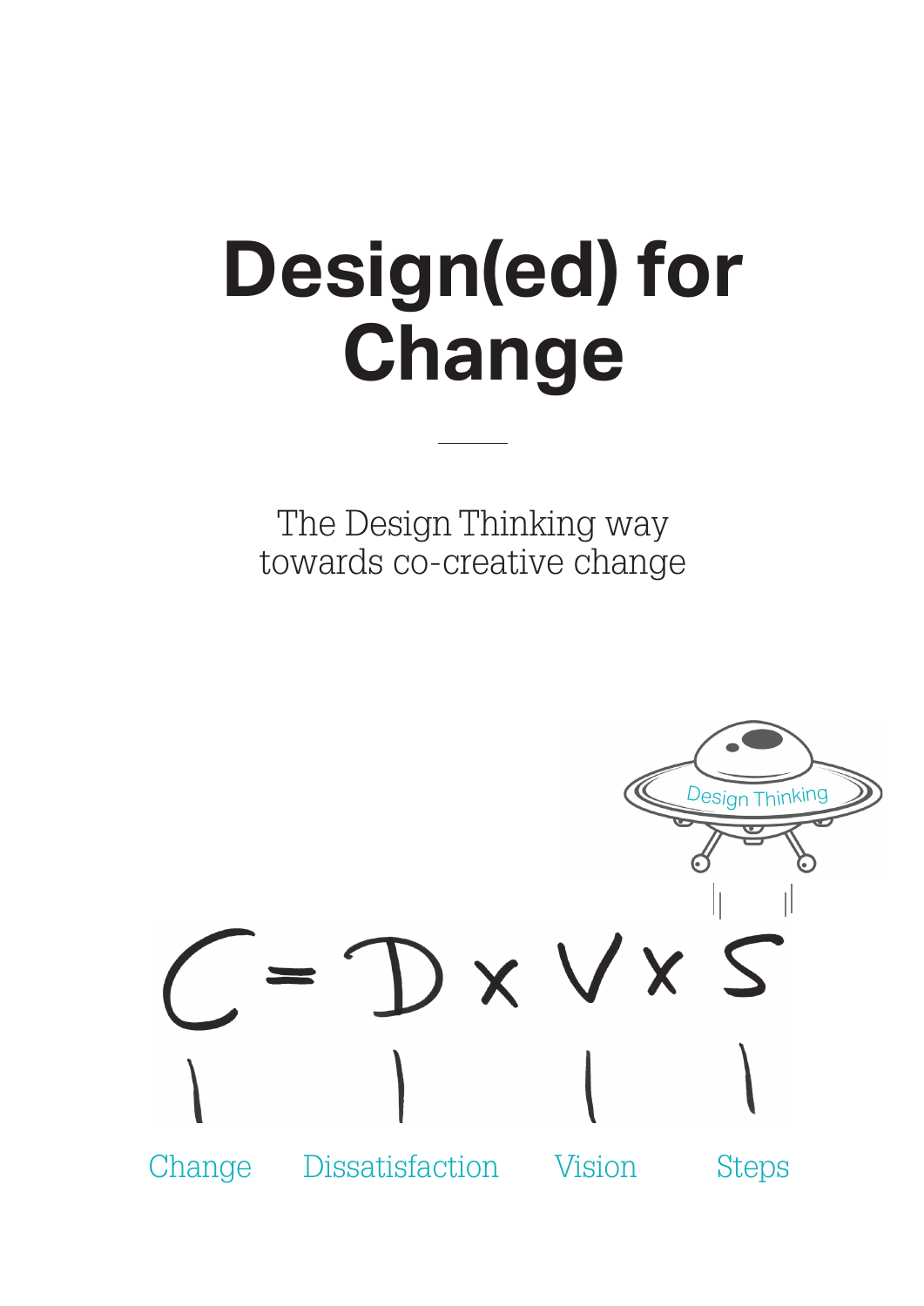# Design(ed) for Change

The Design Thinking way
towards co-creative change

Design Thinking

$$C = D \times V \times S$$

Change Dissatisfaction Vision Steps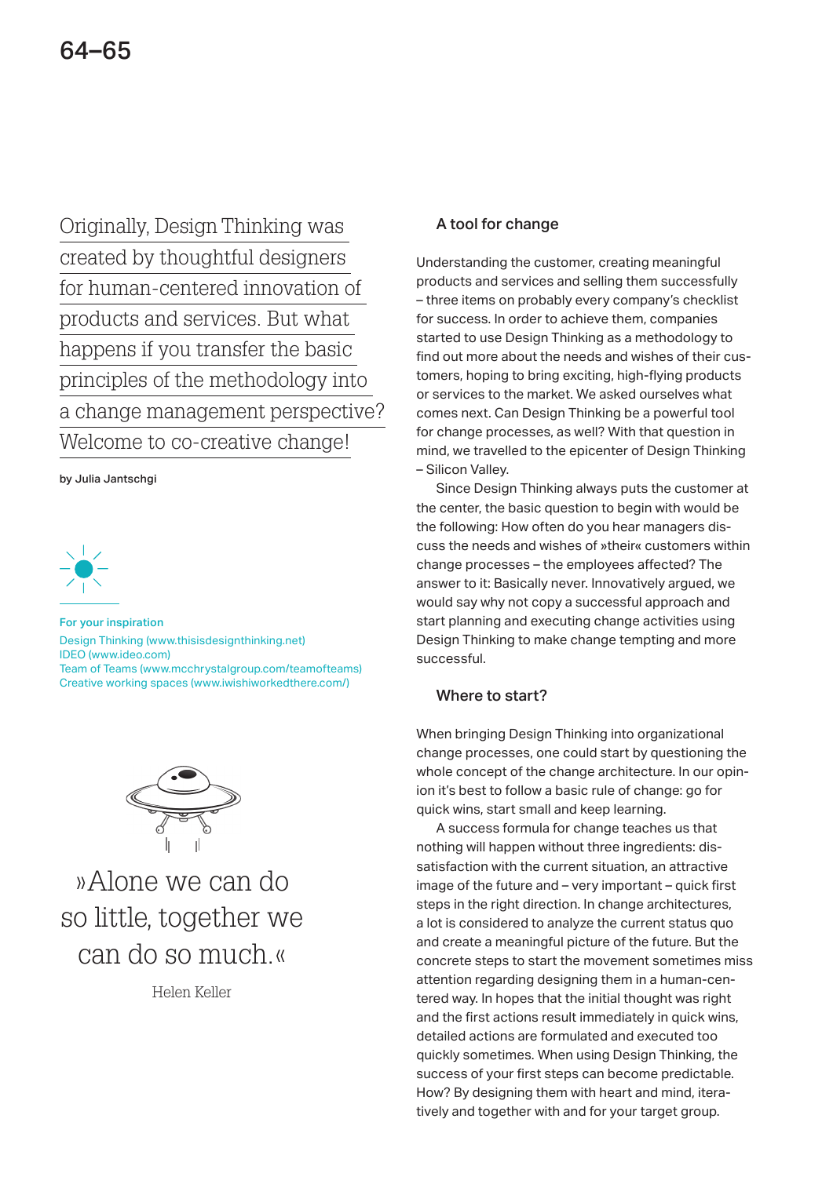Originally, Design Thinking was created by thoughtful designers for human-centered innovation of products and services. But what happens if you transfer the basic principles of the methodology into a change management perspective? Welcome to co-creative change!

by Julia Jantschgi

**For your inspiration**

Design Thinking (www.thisisdesignthinking.net)
IDEO (www.ideo.com)
Team of Teams (www.mcchrystalgroup.com/teamofteams)
Creative working spaces (www.iwishiworkedthere.com/)

»Alone we can do so little, together we can do so much.«

Helen Keller

### A tool for change

Understanding the customer, creating meaningful products and services and selling them successfully – three items on probably every company's checklist for success. In order to achieve them, companies started to use Design Thinking as a methodology to find out more about the needs and wishes of their customers, hoping to bring exciting, high-flying products or services to the market. We asked ourselves what comes next. Can Design Thinking be a powerful tool for change processes, as well? With that question in mind, we travelled to the epicenter of Design Thinking – Silicon Valley.

Since Design Thinking always puts the customer at the center, the basic question to begin with would be the following: How often do you hear managers discuss the needs and wishes of »their« customers within change processes – the employees affected? The answer to it: Basically never. Innovatively argued, we would say why not copy a successful approach and start planning and executing change activities using Design Thinking to make change tempting and more successful.

### Where to start?

When bringing Design Thinking into organizational change processes, one could start by questioning the whole concept of the change architecture. In our opinion it's best to follow a basic rule of change: go for quick wins, start small and keep learning.

A success formula for change teaches us that nothing will happen without three ingredients: dissatisfaction with the current situation, an attractive image of the future and – very important – quick first steps in the right direction. In change architectures, a lot is considered to analyze the current status quo and create a meaningful picture of the future. But the concrete steps to start the movement sometimes miss attention regarding designing them in a human-centered way. In hopes that the initial thought was right and the first actions result immediately in quick wins, detailed actions are formulated and executed too quickly sometimes. When using Design Thinking, the success of your first steps can become predictable. How? By designing them with heart and mind, iteratively and together with and for your target group.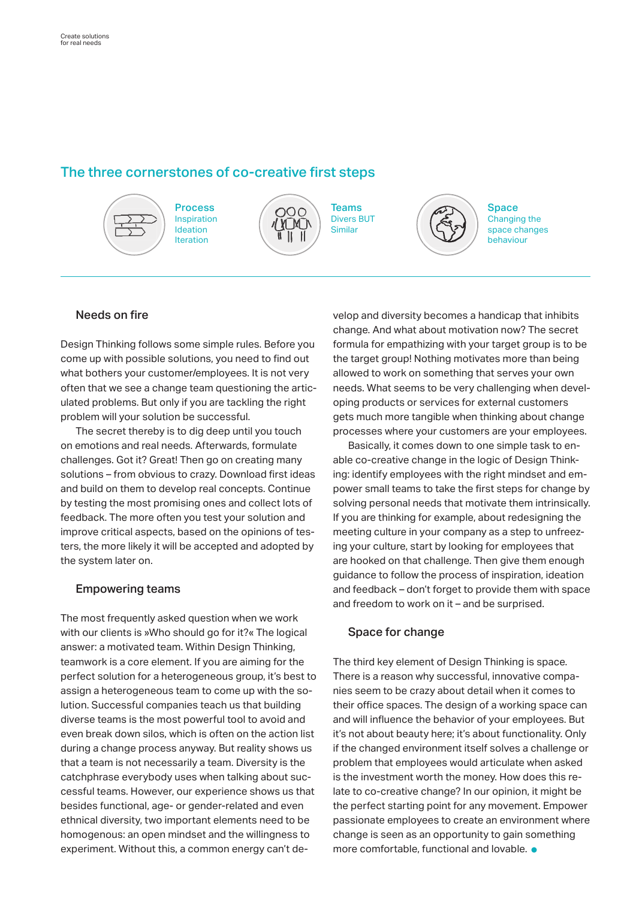## The three cornerstones of co-creative first steps

**Process**
Inspiration
Ideation
Iteration

**Teams**
Divers BUT
Similar

**Space**
Changing the
space changes
behaviour

### Needs on fire

Design Thinking follows some simple rules. Before you come up with possible solutions, you need to find out what bothers your customer/employees. It is not very often that we see a change team questioning the articulated problems. But only if you are tackling the right problem will your solution be successful.

The secret thereby is to dig deep until you touch on emotions and real needs. Afterwards, formulate challenges. Got it? Great! Then go on creating many solutions – from obvious to crazy. Download first ideas and build on them to develop real concepts. Continue by testing the most promising ones and collect lots of feedback. The more often you test your solution and improve critical aspects, based on the opinions of testers, the more likely it will be accepted and adopted by the system later on.

### Empowering teams

The most frequently asked question when we work with our clients is »Who should go for it?« The logical answer: a motivated team. Within Design Thinking, teamwork is a core element. If you are aiming for the perfect solution for a heterogeneous group, it's best to assign a heterogeneous team to come up with the solution. Successful companies teach us that building diverse teams is the most powerful tool to avoid and even break down silos, which is often on the action list during a change process anyway. But reality shows us that a team is not necessarily a team. Diversity is the catchphrase everybody uses when talking about successful teams. However, our experience shows us that besides functional, age- or gender-related and even ethnical diversity, two important elements need to be homogenous: an open mindset and the willingness to experiment. Without this, a common energy can't develop and diversity becomes a handicap that inhibits change. And what about motivation now? The secret formula for empathizing with your target group is to be the target group! Nothing motivates more than being allowed to work on something that serves your own needs. What seems to be very challenging when developing products or services for external customers gets much more tangible when thinking about change processes where your customers are your employees.

Basically, it comes down to one simple task to enable co-creative change in the logic of Design Thinking: identify employees with the right mindset and empower small teams to take the first steps for change by solving personal needs that motivate them intrinsically. If you are thinking for example, about redesigning the meeting culture in your company as a step to unfreezing your culture, start by looking for employees that are hooked on that challenge. Then give them enough guidance to follow the process of inspiration, ideation and feedback – don't forget to provide them with space and freedom to work on it – and be surprised.

### Space for change

The third key element of Design Thinking is space. There is a reason why successful, innovative companies seem to be crazy about detail when it comes to their office spaces. The design of a working space can and will influence the behavior of your employees. But it's not about beauty here; it's about functionality. Only if the changed environment itself solves a challenge or problem that employees would articulate when asked is the investment worth the money. How does this relate to co-creative change? In our opinion, it might be the perfect starting point for any movement. Empower passionate employees to create an environment where change is seen as an opportunity to gain something more comfortable, functional and lovable.